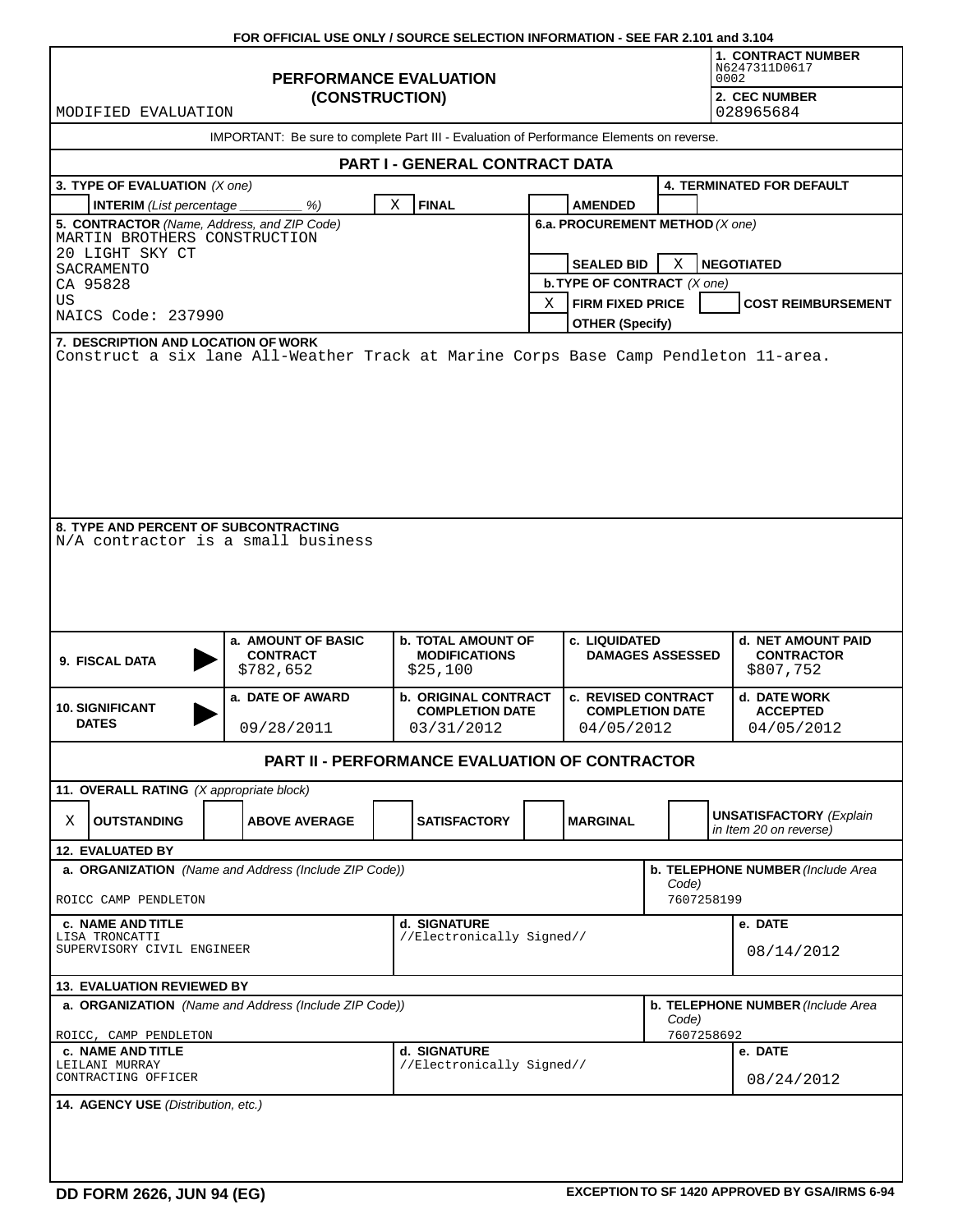FOR OFFICIAL USE ONLY / SOURCE SELECTION INFORMATION - SEE FAR 2.101 and 3.104

# PERFORMANCE EVALUATION (CONSTRUCTION)

MODIFIED EVALUATION

**1. CONTRACT NUMBER**
N6247311D0617
0002

**2. CEC NUMBER**
028965684

IMPORTANT: Be sure to complete Part III - Evaluation of Performance Elements on reverse.

## PART I - GENERAL CONTRACT DATA

**3. TYPE OF EVALUATION** *(X one)*

| | | |
|---|---|---|
| [ ] **INTERIM** *(List percentage _________ %)* | [X] **FINAL** | [ ] **AMENDED** |

**4. TERMINATED FOR DEFAULT**

**5. CONTRACTOR** *(Name, Address, and ZIP Code)*
MARTIN BROTHERS CONSTRUCTION
20 LIGHT SKY CT
SACRAMENTO
CA 95828
US
NAICS Code: 237990

**6.a. PROCUREMENT METHOD** *(X one)*
[ ] **SEALED BID** [X] **NEGOTIATED**

**b. TYPE OF CONTRACT** *(X one)*
[X] **FIRM FIXED PRICE** [ ] **COST REIMBURSEMENT**
[ ] **OTHER (Specify)**

**7. DESCRIPTION AND LOCATION OF WORK**
Construct a six lane All-Weather Track at Marine Corps Base Camp Pendleton 11-area.

**8. TYPE AND PERCENT OF SUBCONTRACTING**
N/A contractor is a small business

| | a. | b. | c. | d. |
|---|---|---|---|---|
| **9. FISCAL DATA** | **a. AMOUNT OF BASIC CONTRACT** $782,652 | **b. TOTAL AMOUNT OF MODIFICATIONS** $25,100 | **c. LIQUIDATED DAMAGES ASSESSED** | **d. NET AMOUNT PAID CONTRACTOR** $807,752 |
| **10. SIGNIFICANT DATES** | **a. DATE OF AWARD** 09/28/2011 | **b. ORIGINAL CONTRACT COMPLETION DATE** 03/31/2012 | **c. REVISED CONTRACT COMPLETION DATE** 04/05/2012 | **d. DATE WORK ACCEPTED** 04/05/2012 |

## PART II - PERFORMANCE EVALUATION OF CONTRACTOR

**11. OVERALL RATING** *(X appropriate block)*

[X] **OUTSTANDING** [ ] **ABOVE AVERAGE** [ ] **SATISFACTORY** [ ] **MARGINAL** [ ] **UNSATISFACTORY** *(Explain in Item 20 on reverse)*

**12. EVALUATED BY**

| **a. ORGANIZATION** *(Name and Address (Include ZIP Code))* | | **b. TELEPHONE NUMBER** *(Include Area Code)* |
|---|---|---|
| ROICC CAMP PENDLETON | | 7607258199 |
| **c. NAME AND TITLE** | **d. SIGNATURE** | **e. DATE** |
| LISA TRONCATTI<br>SUPERVISORY CIVIL ENGINEER | //Electronically Signed// | 08/14/2012 |

**13. EVALUATION REVIEWED BY**

| **a. ORGANIZATION** *(Name and Address (Include ZIP Code))* | | **b. TELEPHONE NUMBER** *(Include Area Code)* |
|---|---|---|
| ROICC, CAMP PENDLETON | | 7607258692 |
| **c. NAME AND TITLE** | **d. SIGNATURE** | **e. DATE** |
| LEILANI MURRAY<br>CONTRACTING OFFICER | //Electronically Signed// | 08/24/2012 |

**14. AGENCY USE** *(Distribution, etc.)*

DD FORM 2626, JUN 94 (EG) EXCEPTION TO SF 1420 APPROVED BY GSA/IRMS 6-94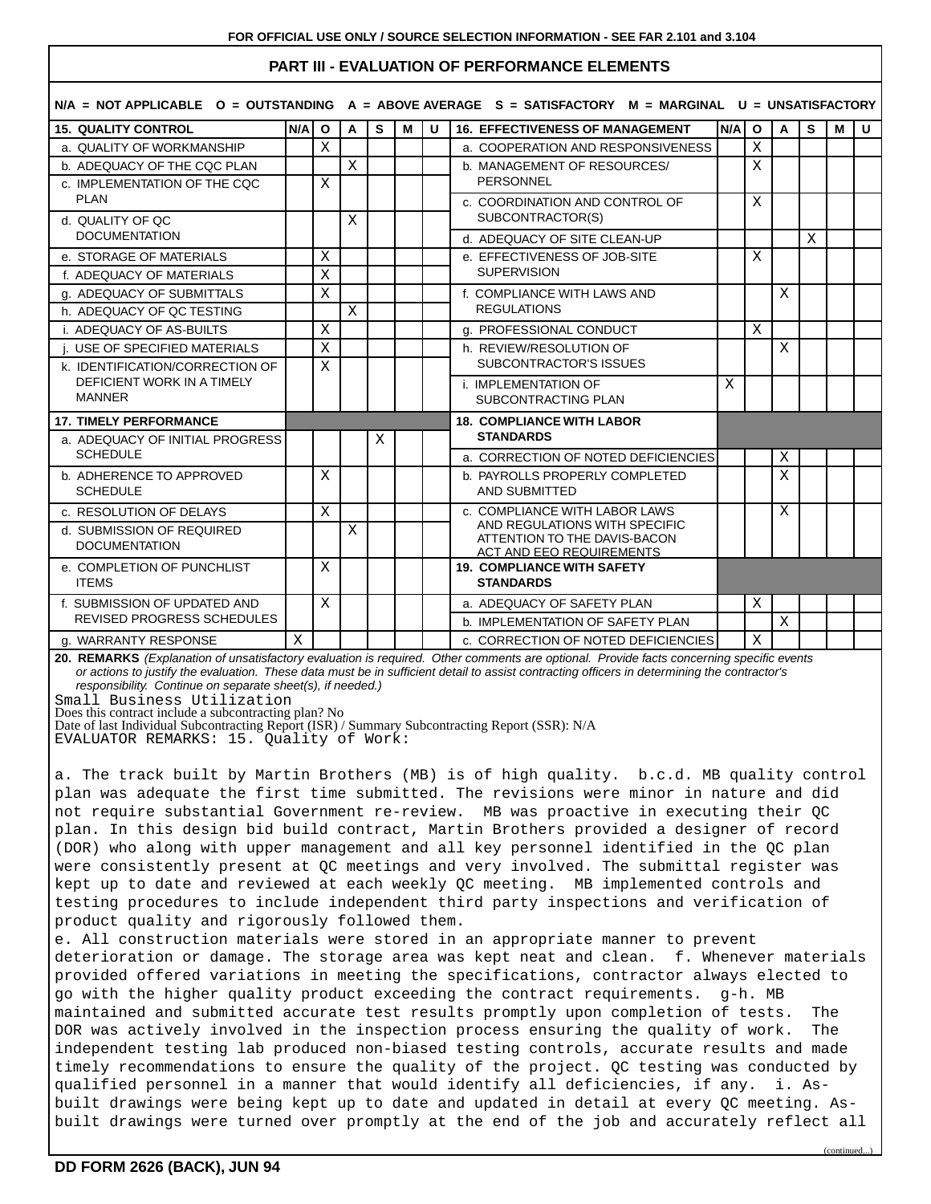FOR OFFICIAL USE ONLY / SOURCE SELECTION INFORMATION - SEE FAR 2.101 and 3.104

## PART III - EVALUATION OF PERFORMANCE ELEMENTS

N/A = NOT APPLICABLE  O = OUTSTANDING  A = ABOVE AVERAGE  S = SATISFACTORY  M = MARGINAL  U = UNSATISFACTORY

| 15. QUALITY CONTROL | N/A | O | A | S | M | U |
|---|---|---|---|---|---|---|
| a. QUALITY OF WORKMANSHIP | | X | | | | |
| b. ADEQUACY OF THE CQC PLAN | | | X | | | |
| c. IMPLEMENTATION OF THE CQC PLAN | | X | | | | |
| d. QUALITY OF QC DOCUMENTATION | | | X | | | |
| e. STORAGE OF MATERIALS | | X | | | | |
| f. ADEQUACY OF MATERIALS | | X | | | | |
| g. ADEQUACY OF SUBMITTALS | | X | | | | |
| h. ADEQUACY OF QC TESTING | | | X | | | |
| i. ADEQUACY OF AS-BUILTS | | X | | | | |
| j. USE OF SPECIFIED MATERIALS | | X | | | | |
| k. IDENTIFICATION/CORRECTION OF DEFICIENT WORK IN A TIMELY MANNER | | X | | | | |

| 16. EFFECTIVENESS OF MANAGEMENT | N/A | O | A | S | M | U |
|---|---|---|---|---|---|---|
| a. COOPERATION AND RESPONSIVENESS | | X | | | | |
| b. MANAGEMENT OF RESOURCES/ PERSONNEL | | X | | | | |
| c. COORDINATION AND CONTROL OF SUBCONTRACTOR(S) | | X | | | | |
| d. ADEQUACY OF SITE CLEAN-UP | | | | X | | |
| e. EFFECTIVENESS OF JOB-SITE SUPERVISION | | X | | | | |
| f. COMPLIANCE WITH LAWS AND REGULATIONS | | | X | | | |
| g. PROFESSIONAL CONDUCT | | X | | | | |
| h. REVIEW/RESOLUTION OF SUBCONTRACTOR'S ISSUES | | | X | | | |
| i. IMPLEMENTATION OF SUBCONTRACTING PLAN | X | | | | | |

| 17. TIMELY PERFORMANCE | N/A | O | A | S | M | U |
|---|---|---|---|---|---|---|
| a. ADEQUACY OF INITIAL PROGRESS SCHEDULE | | | | X | | |
| b. ADHERENCE TO APPROVED SCHEDULE | | X | | | | |
| c. RESOLUTION OF DELAYS | | X | | | | |
| d. SUBMISSION OF REQUIRED DOCUMENTATION | | | X | | | |
| e. COMPLETION OF PUNCHLIST ITEMS | | X | | | | |
| f. SUBMISSION OF UPDATED AND REVISED PROGRESS SCHEDULES | | X | | | | |
| g. WARRANTY RESPONSE | X | | | | | |

| 18. COMPLIANCE WITH LABOR STANDARDS | N/A | O | A | S | M | U |
|---|---|---|---|---|---|---|
| a. CORRECTION OF NOTED DEFICIENCIES | | | X | | | |
| b. PAYROLLS PROPERLY COMPLETED AND SUBMITTED | | | X | | | |
| c. COMPLIANCE WITH LABOR LAWS AND REGULATIONS WITH SPECIFIC ATTENTION TO THE DAVIS-BACON ACT AND EEO REQUIREMENTS | | | X | | | |

| 19. COMPLIANCE WITH SAFETY STANDARDS | N/A | O | A | S | M | U |
|---|---|---|---|---|---|---|
| a. ADEQUACY OF SAFETY PLAN | | X | | | | |
| b. IMPLEMENTATION OF SAFETY PLAN | | | X | | | |
| c. CORRECTION OF NOTED DEFICIENCIES | | X | | | | |

**20. REMARKS** *(Explanation of unsatisfactory evaluation is required. Other comments are optional. Provide facts concerning specific events or actions to justify the evaluation. These data must be in sufficient detail to assist contracting officers in determining the contractor's responsibility. Continue on separate sheet(s), if needed.)*

Small Business Utilization
Does this contract include a subcontracting plan? No
Date of last Individual Subcontracting Report (ISR) / Summary Subcontracting Report (SSR): N/A
EVALUATOR REMARKS: 15. Quality of Work:

a. The track built by Martin Brothers (MB) is of high quality. b.c.d. MB quality control plan was adequate the first time submitted. The revisions were minor in nature and did not require substantial Government re-review. MB was proactive in executing their QC plan. In this design bid build contract, Martin Brothers provided a designer of record (DOR) who along with upper management and all key personnel identified in the QC plan were consistently present at QC meetings and very involved. The submittal register was kept up to date and reviewed at each weekly QC meeting. MB implemented controls and testing procedures to include independent third party inspections and verification of product quality and rigorously followed them.
e. All construction materials were stored in an appropriate manner to prevent deterioration or damage. The storage area was kept neat and clean. f. Whenever materials provided offered variations in meeting the specifications, contractor always elected to go with the higher quality product exceeding the contract requirements. g-h. MB maintained and submitted accurate test results promptly upon completion of tests. The DOR was actively involved in the inspection process ensuring the quality of work. The independent testing lab produced non-biased testing controls, accurate results and made timely recommendations to ensure the quality of the project. QC testing was conducted by qualified personnel in a manner that would identify all deficiencies, if any. i. As-built drawings were being kept up to date and updated in detail at every QC meeting. As-built drawings were turned over promptly at the end of the job and accurately reflect all

(continued...)

DD FORM 2626 (BACK), JUN 94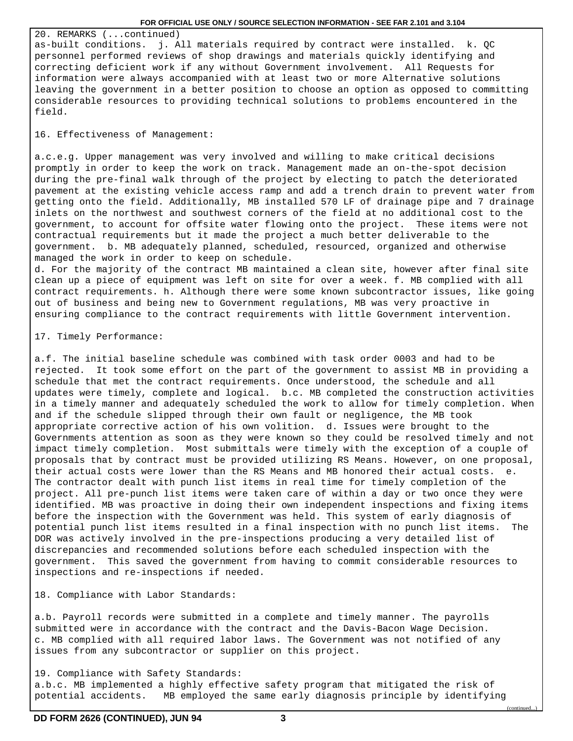20. REMARKS (...continued)

as-built conditions. j. All materials required by contract were installed. k. QC personnel performed reviews of shop drawings and materials quickly identifying and correcting deficient work if any without Government involvement. All Requests for information were always accompanied with at least two or more Alternative solutions leaving the government in a better position to choose an option as opposed to committing considerable resources to providing technical solutions to problems encountered in the field.

16. Effectiveness of Management:

a.c.e.g. Upper management was very involved and willing to make critical decisions promptly in order to keep the work on track. Management made an on-the-spot decision during the pre-final walk through of the project by electing to patch the deteriorated pavement at the existing vehicle access ramp and add a trench drain to prevent water from getting onto the field. Additionally, MB installed 570 LF of drainage pipe and 7 drainage inlets on the northwest and southwest corners of the field at no additional cost to the government, to account for offsite water flowing onto the project. These items were not contractual requirements but it made the project a much better deliverable to the government. b. MB adequately planned, scheduled, resourced, organized and otherwise managed the work in order to keep on schedule.
d. For the majority of the contract MB maintained a clean site, however after final site clean up a piece of equipment was left on site for over a week. f. MB complied with all contract requirements. h. Although there were some known subcontractor issues, like going out of business and being new to Government regulations, MB was very proactive in ensuring compliance to the contract requirements with little Government intervention.

17. Timely Performance:

a.f. The initial baseline schedule was combined with task order 0003 and had to be rejected. It took some effort on the part of the government to assist MB in providing a schedule that met the contract requirements. Once understood, the schedule and all updates were timely, complete and logical. b.c. MB completed the construction activities in a timely manner and adequately scheduled the work to allow for timely completion. When and if the schedule slipped through their own fault or negligence, the MB took appropriate corrective action of his own volition. d. Issues were brought to the Governments attention as soon as they were known so they could be resolved timely and not impact timely completion. Most submittals were timely with the exception of a couple of proposals that by contract must be provided utilizing RS Means. However, on one proposal, their actual costs were lower than the RS Means and MB honored their actual costs. e. The contractor dealt with punch list items in real time for timely completion of the project. All pre-punch list items were taken care of within a day or two once they were identified. MB was proactive in doing their own independent inspections and fixing items before the inspection with the Government was held. This system of early diagnosis of potential punch list items resulted in a final inspection with no punch list items. The DOR was actively involved in the pre-inspections producing a very detailed list of discrepancies and recommended solutions before each scheduled inspection with the government. This saved the government from having to commit considerable resources to inspections and re-inspections if needed.

18. Compliance with Labor Standards:

a.b. Payroll records were submitted in a complete and timely manner. The payrolls submitted were in accordance with the contract and the Davis-Bacon Wage Decision.
c. MB complied with all required labor laws. The Government was not notified of any issues from any subcontractor or supplier on this project.

19. Compliance with Safety Standards:
a.b.c. MB implemented a highly effective safety program that mitigated the risk of potential accidents. MB employed the same early diagnosis principle by identifying

(continued...)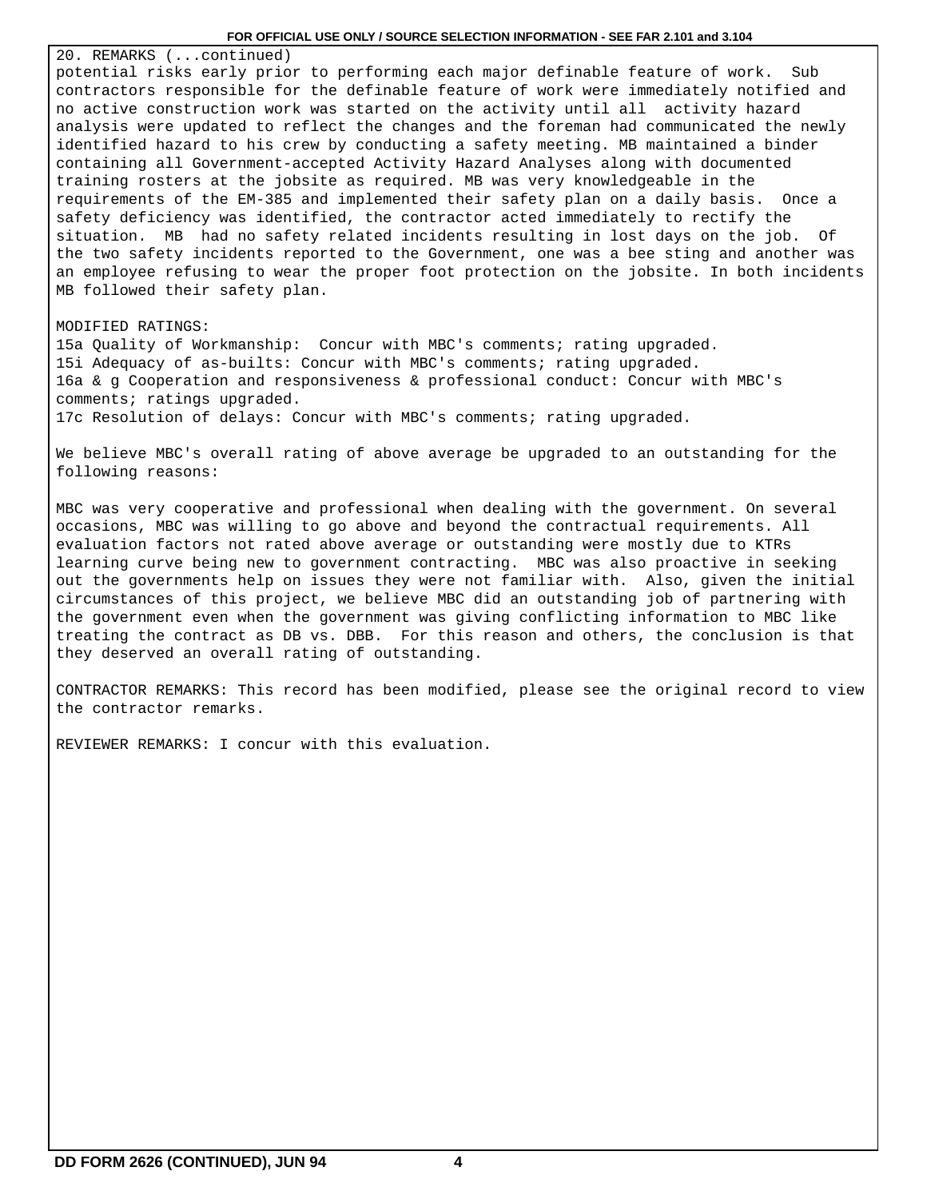20. REMARKS (...continued)

potential risks early prior to performing each major definable feature of work. Sub contractors responsible for the definable feature of work were immediately notified and no active construction work was started on the activity until all activity hazard analysis were updated to reflect the changes and the foreman had communicated the newly identified hazard to his crew by conducting a safety meeting. MB maintained a binder containing all Government-accepted Activity Hazard Analyses along with documented training rosters at the jobsite as required. MB was very knowledgeable in the requirements of the EM-385 and implemented their safety plan on a daily basis. Once a safety deficiency was identified, the contractor acted immediately to rectify the situation. MB had no safety related incidents resulting in lost days on the job. Of the two safety incidents reported to the Government, one was a bee sting and another was an employee refusing to wear the proper foot protection on the jobsite. In both incidents MB followed their safety plan.

MODIFIED RATINGS:
15a Quality of Workmanship: Concur with MBC's comments; rating upgraded.
15i Adequacy of as-builts: Concur with MBC's comments; rating upgraded.
16a & g Cooperation and responsiveness & professional conduct: Concur with MBC's comments; ratings upgraded.
17c Resolution of delays: Concur with MBC's comments; rating upgraded.

We believe MBC's overall rating of above average be upgraded to an outstanding for the following reasons:

MBC was very cooperative and professional when dealing with the government. On several occasions, MBC was willing to go above and beyond the contractual requirements. All evaluation factors not rated above average or outstanding were mostly due to KTRs learning curve being new to government contracting. MBC was also proactive in seeking out the governments help on issues they were not familiar with. Also, given the initial circumstances of this project, we believe MBC did an outstanding job of partnering with the government even when the government was giving conflicting information to MBC like treating the contract as DB vs. DBB. For this reason and others, the conclusion is that they deserved an overall rating of outstanding.

CONTRACTOR REMARKS: This record has been modified, please see the original record to view the contractor remarks.

REVIEWER REMARKS: I concur with this evaluation.